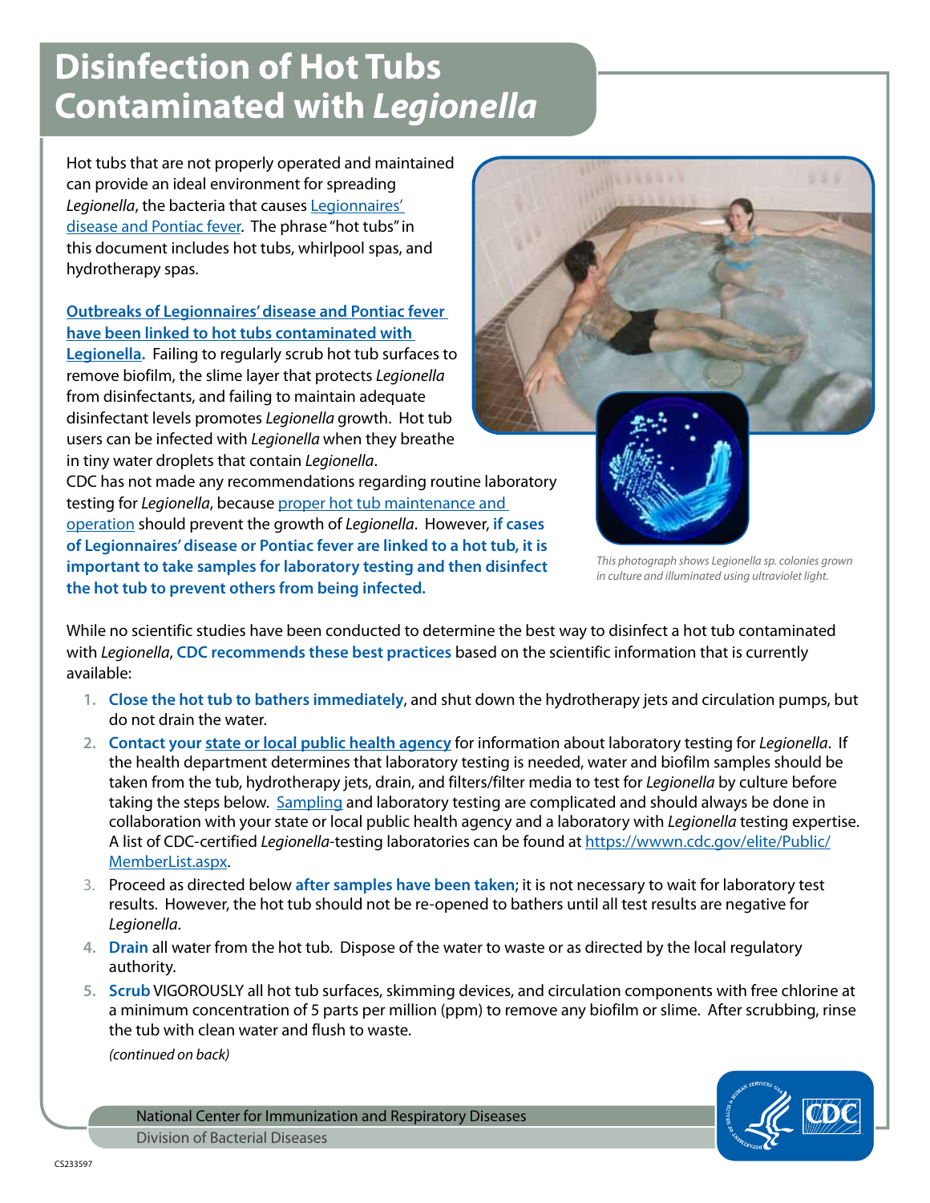# Disinfection of Hot Tubs Contaminated with *Legionella*

Hot tubs that are not properly operated and maintained can provide an ideal environment for spreading *Legionella*, the bacteria that causes Legionnaires' disease and Pontiac fever. The phrase "hot tubs" in this document includes hot tubs, whirlpool spas, and hydrotherapy spas.

**Outbreaks of Legionnaires' disease and Pontiac fever have been linked to hot tubs contaminated with Legionella.** Failing to regularly scrub hot tub surfaces to remove biofilm, the slime layer that protects *Legionella* from disinfectants, and failing to maintain adequate disinfectant levels promotes *Legionella* growth. Hot tub users can be infected with *Legionella* when they breathe in tiny water droplets that contain *Legionella*. CDC has not made any recommendations regarding routine laboratory testing for *Legionella*, because proper hot tub maintenance and operation should prevent the growth of *Legionella*. However, **if cases of Legionnaires' disease or Pontiac fever are linked to a hot tub, it is important to take samples for laboratory testing and then disinfect the hot tub to prevent others from being infected.**

*This photograph shows Legionella sp. colonies grown in culture and illuminated using ultraviolet light.*

While no scientific studies have been conducted to determine the best way to disinfect a hot tub contaminated with *Legionella*, **CDC recommends these best practices** based on the scientific information that is currently available:

1. **Close the hot tub to bathers immediately**, and shut down the hydrotherapy jets and circulation pumps, but do not drain the water.
2. **Contact your state or local public health agency** for information about laboratory testing for *Legionella*. If the health department determines that laboratory testing is needed, water and biofilm samples should be taken from the tub, hydrotherapy jets, drain, and filters/filter media to test for *Legionella* by culture before taking the steps below. Sampling and laboratory testing are complicated and should always be done in collaboration with your state or local public health agency and a laboratory with *Legionella* testing expertise. A list of CDC-certified *Legionella*-testing laboratories can be found at https://wwwn.cdc.gov/elite/Public/MemberList.aspx.
3. Proceed as directed below **after samples have been taken**; it is not necessary to wait for laboratory test results. However, the hot tub should not be re-opened to bathers until all test results are negative for *Legionella*.
4. **Drain** all water from the hot tub. Dispose of the water to waste or as directed by the local regulatory authority.
5. **Scrub** VIGOROUSLY all hot tub surfaces, skimming devices, and circulation components with free chlorine at a minimum concentration of 5 parts per million (ppm) to remove any biofilm or slime. After scrubbing, rinse the tub with clean water and flush to waste.

*(continued on back)*

National Center for Immunization and Respiratory Diseases
Division of Bacterial Diseases

CS233597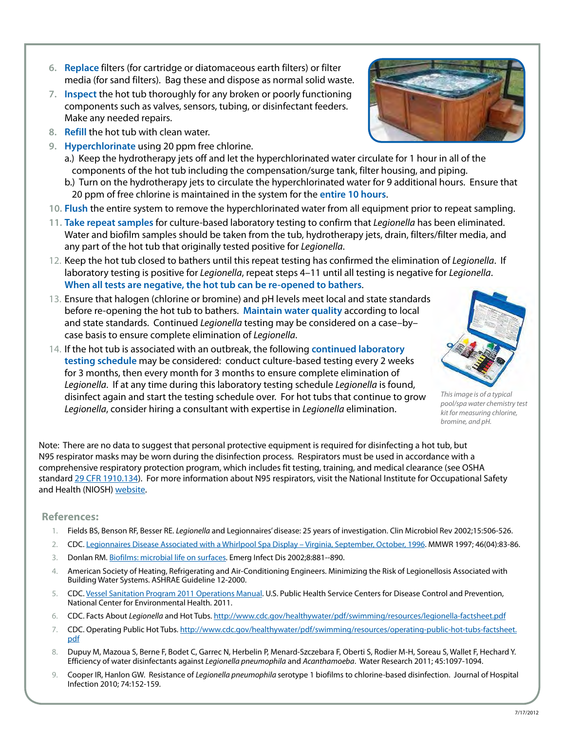6. **Replace** filters (for cartridge or diatomaceous earth filters) or filter media (for sand filters). Bag these and dispose as normal solid waste.
7. **Inspect** the hot tub thoroughly for any broken or poorly functioning components such as valves, sensors, tubing, or disinfectant feeders. Make any needed repairs.
8. **Refill** the hot tub with clean water.
9. **Hyperchlorinate** using 20 ppm free chlorine.
   a.) Keep the hydrotherapy jets off and let the hyperchlorinated water circulate for 1 hour in all of the components of the hot tub including the compensation/surge tank, filter housing, and piping.
   b.) Turn on the hydrotherapy jets to circulate the hyperchlorinated water for 9 additional hours. Ensure that 20 ppm of free chlorine is maintained in the system for the **entire 10 hours**.
10. **Flush** the entire system to remove the hyperchlorinated water from all equipment prior to repeat sampling.
11. **Take repeat samples** for culture-based laboratory testing to confirm that *Legionella* has been eliminated. Water and biofilm samples should be taken from the tub, hydrotherapy jets, drain, filters/filter media, and any part of the hot tub that originally tested positive for *Legionella*.
12. Keep the hot tub closed to bathers until this repeat testing has confirmed the elimination of *Legionella*. If laboratory testing is positive for *Legionella*, repeat steps 4–11 until all testing is negative for *Legionella*. **When all tests are negative, the hot tub can be re-opened to bathers**.
13. Ensure that halogen (chlorine or bromine) and pH levels meet local and state standards before re-opening the hot tub to bathers. **Maintain water quality** according to local and state standards. Continued *Legionella* testing may be considered on a case–by–case basis to ensure complete elimination of *Legionella*.
14. If the hot tub is associated with an outbreak, the following **continued laboratory testing schedule** may be considered: conduct culture-based testing every 2 weeks for 3 months, then every month for 3 months to ensure complete elimination of *Legionella*. If at any time during this laboratory testing schedule *Legionella* is found, disinfect again and start the testing schedule over. For hot tubs that continue to grow *Legionella*, consider hiring a consultant with expertise in *Legionella* elimination.

*This image is of a typical pool/spa water chemistry test kit for measuring chlorine, bromine, and pH.*

Note: There are no data to suggest that personal protective equipment is required for disinfecting a hot tub, but N95 respirator masks may be worn during the disinfection process. Respirators must be used in accordance with a comprehensive respiratory protection program, which includes fit testing, training, and medical clearance (see OSHA standard 29 CFR 1910.134). For more information about N95 respirators, visit the National Institute for Occupational Safety and Health (NIOSH) website.

## References:

1. Fields BS, Benson RF, Besser RE. *Legionella* and Legionnaires' disease: 25 years of investigation. Clin Microbiol Rev 2002;15:506-526.
2. CDC. Legionnaires Disease Associated with a Whirlpool Spa Display – Virginia, September, October, 1996. MMWR 1997; 46(04):83-86.
3. Donlan RM. Biofilms: microbial life on surfaces. Emerg Infect Dis 2002;8:881--890.
4. American Society of Heating, Refrigerating and Air-Conditioning Engineers. Minimizing the Risk of Legionellosis Associated with Building Water Systems. ASHRAE Guideline 12-2000.
5. CDC. Vessel Sanitation Program 2011 Operations Manual. U.S. Public Health Service Centers for Disease Control and Prevention, National Center for Environmental Health. 2011.
6. CDC. Facts About *Legionella* and Hot Tubs. http://www.cdc.gov/healthywater/pdf/swimming/resources/legionella-factsheet.pdf
7. CDC. Operating Public Hot Tubs. http://www.cdc.gov/healthywater/pdf/swimming/resources/operating-public-hot-tubs-factsheet.pdf
8. Dupuy M, Mazoua S, Berne F, Bodet C, Garrec N, Herbelin P, Menard-Szczebara F, Oberti S, Rodier M-H, Soreau S, Wallet F, Hechard Y. Efficiency of water disinfectants against *Legionella pneumophila* and *Acanthamoeba*. Water Research 2011; 45:1097-1094.
9. Cooper IR, Hanlon GW. Resistance of *Legionella pneumophila* serotype 1 biofilms to chlorine-based disinfection. Journal of Hospital Infection 2010; 74:152-159.

7/17/2012